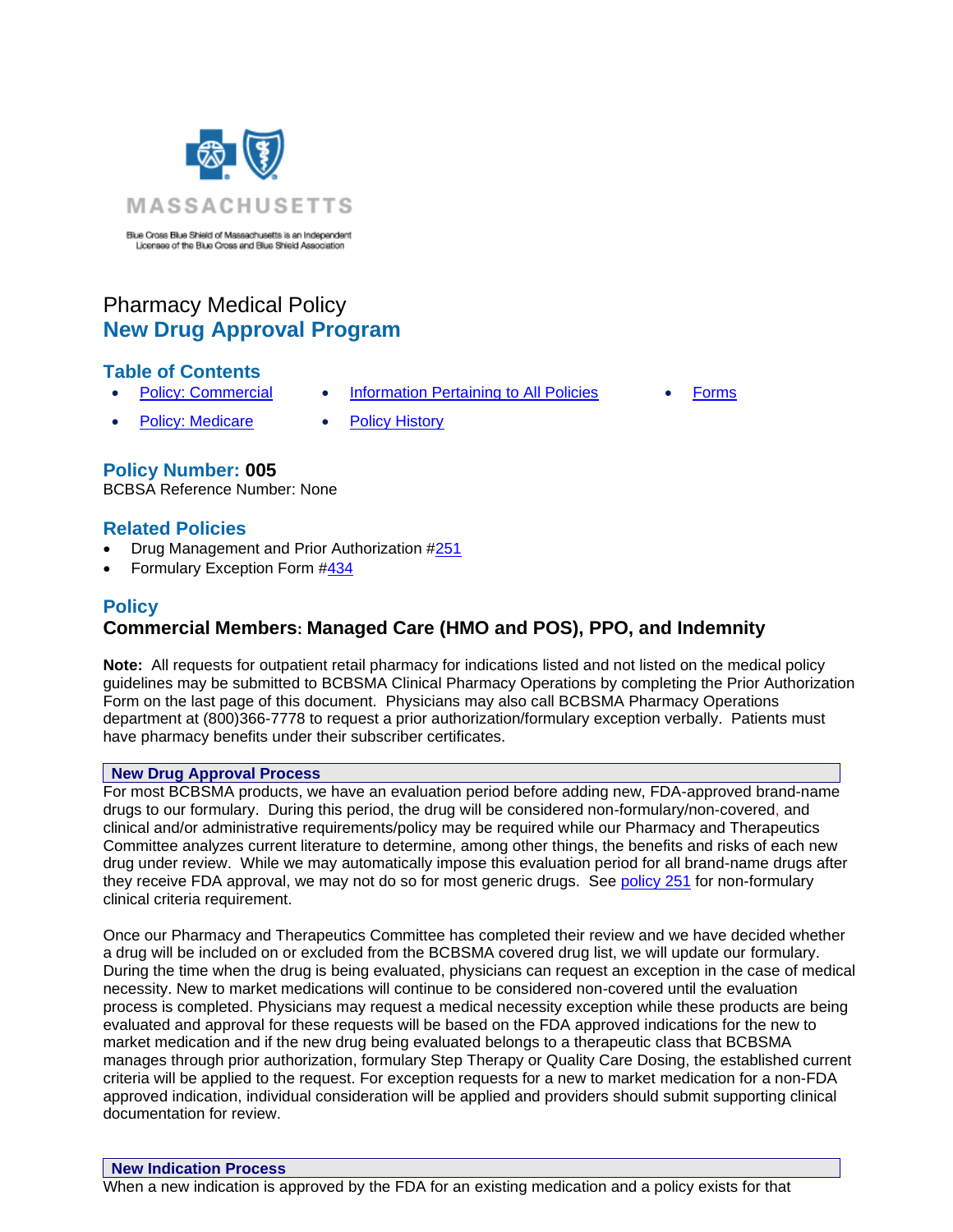MASSACHUSETTS

Blue Cross Blue Shield of Massachusetts is an Independent Licensee of the Blue Cross and Blue Shield Association

# Pharmacy Medical Policy
## New Drug Approval Program

### Table of Contents

- Policy: Commercial
- Policy: Medicare
- Information Pertaining to All Policies
- Policy History
- Forms

### Policy Number: 005

BCBSA Reference Number: None

### Related Policies

- Drug Management and Prior Authorization #251
- Formulary Exception Form #434

### Policy

**Commercial Members: Managed Care (HMO and POS), PPO, and Indemnity**

**Note:** All requests for outpatient retail pharmacy for indications listed and not listed on the medical policy guidelines may be submitted to BCBSMA Clinical Pharmacy Operations by completing the Prior Authorization Form on the last page of this document. Physicians may also call BCBSMA Pharmacy Operations department at (800)366-7778 to request a prior authorization/formulary exception verbally. Patients must have pharmacy benefits under their subscriber certificates.

**New Drug Approval Process**

For most BCBSMA products, we have an evaluation period before adding new, FDA-approved brand-name drugs to our formulary. During this period, the drug will be considered non-formulary/non-covered, and clinical and/or administrative requirements/policy may be required while our Pharmacy and Therapeutics Committee analyzes current literature to determine, among other things, the benefits and risks of each new drug under review. While we may automatically impose this evaluation period for all brand-name drugs after they receive FDA approval, we may not do so for most generic drugs. See policy 251 for non-formulary clinical criteria requirement.

Once our Pharmacy and Therapeutics Committee has completed their review and we have decided whether a drug will be included on or excluded from the BCBSMA covered drug list, we will update our formulary. During the time when the drug is being evaluated, physicians can request an exception in the case of medical necessity. New to market medications will continue to be considered non-covered until the evaluation process is completed. Physicians may request a medical necessity exception while these products are being evaluated and approval for these requests will be based on the FDA approved indications for the new to market medication and if the new drug being evaluated belongs to a therapeutic class that BCBSMA manages through prior authorization, formulary Step Therapy or Quality Care Dosing, the established current criteria will be applied to the request. For exception requests for a new to market medication for a non-FDA approved indication, individual consideration will be applied and providers should submit supporting clinical documentation for review.

**New Indication Process**

When a new indication is approved by the FDA for an existing medication and a policy exists for that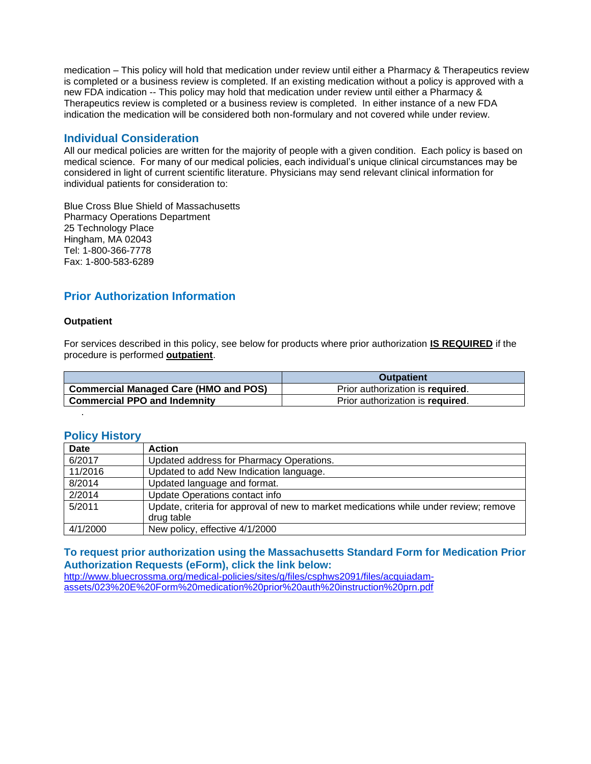medication – This policy will hold that medication under review until either a Pharmacy & Therapeutics review is completed or a business review is completed. If an existing medication without a policy is approved with a new FDA indication -- This policy may hold that medication under review until either a Pharmacy & Therapeutics review is completed or a business review is completed. In either instance of a new FDA indication the medication will be considered both non-formulary and not covered while under review.

## Individual Consideration

All our medical policies are written for the majority of people with a given condition. Each policy is based on medical science. For many of our medical policies, each individual's unique clinical circumstances may be considered in light of current scientific literature. Physicians may send relevant clinical information for individual patients for consideration to:

Blue Cross Blue Shield of Massachusetts  
Pharmacy Operations Department  
25 Technology Place  
Hingham, MA 02043  
Tel: 1-800-366-7778  
Fax: 1-800-583-6289

## Prior Authorization Information

**Outpatient**

For services described in this policy, see below for products where prior authorization **IS REQUIRED** if the procedure is performed **outpatient**.

| | Outpatient |
|---|---|
| **Commercial Managed Care (HMO and POS)** | Prior authorization is **required**. |
| **Commercial PPO and Indemnity** | Prior authorization is **required**. |

.

## Policy History

| Date | Action |
|---|---|
| 6/2017 | Updated address for Pharmacy Operations. |
| 11/2016 | Updated to add New Indication language. |
| 8/2014 | Updated language and format. |
| 2/2014 | Update Operations contact info |
| 5/2011 | Update, criteria for approval of new to market medications while under review; remove drug table |
| 4/1/2000 | New policy, effective 4/1/2000 |

### To request prior authorization using the Massachusetts Standard Form for Medication Prior Authorization Requests (eForm), click the link below:

http://www.bluecrossma.org/medical-policies/sites/g/files/csphws2091/files/acquiadam-assets/023%20E%20Form%20medication%20prior%20auth%20instruction%20prn.pdf